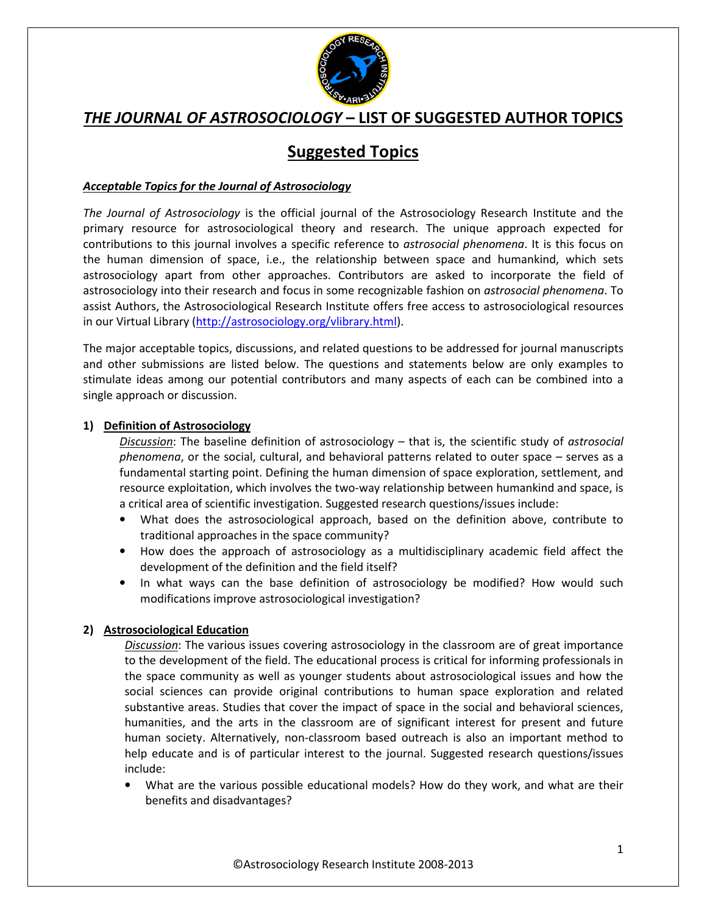# *THE JOURNAL OF ASTROSOCIOLOGY* – LIST OF SUGGESTED AUTHOR TOPICS

## Suggested Topics

***Acceptable Topics for the Journal of Astrosociology***

*The Journal of Astrosociology* is the official journal of the Astrosociology Research Institute and the primary resource for astrosociological theory and research. The unique approach expected for contributions to this journal involves a specific reference to *astrosocial phenomena*. It is this focus on the human dimension of space, i.e., the relationship between space and humankind, which sets astrosociology apart from other approaches. Contributors are asked to incorporate the field of astrosociology into their research and focus in some recognizable fashion on *astrosocial phenomena*. To assist Authors, the Astrosociological Research Institute offers free access to astrosociological resources in our Virtual Library (http://astrosociology.org/vlibrary.html).

The major acceptable topics, discussions, and related questions to be addressed for journal manuscripts and other submissions are listed below. The questions and statements below are only examples to stimulate ideas among our potential contributors and many aspects of each can be combined into a single approach or discussion.

**1) Definition of Astrosociology**

*Discussion*: The baseline definition of astrosociology – that is, the scientific study of *astrosocial phenomena*, or the social, cultural, and behavioral patterns related to outer space – serves as a fundamental starting point. Defining the human dimension of space exploration, settlement, and resource exploitation, which involves the two-way relationship between humankind and space, is a critical area of scientific investigation. Suggested research questions/issues include:

- What does the astrosociological approach, based on the definition above, contribute to traditional approaches in the space community?
- How does the approach of astrosociology as a multidisciplinary academic field affect the development of the definition and the field itself?
- In what ways can the base definition of astrosociology be modified? How would such modifications improve astrosociological investigation?

**2) Astrosociological Education**

*Discussion*: The various issues covering astrosociology in the classroom are of great importance to the development of the field. The educational process is critical for informing professionals in the space community as well as younger students about astrosociological issues and how the social sciences can provide original contributions to human space exploration and related substantive areas. Studies that cover the impact of space in the social and behavioral sciences, humanities, and the arts in the classroom are of significant interest for present and future human society. Alternatively, non-classroom based outreach is also an important method to help educate and is of particular interest to the journal. Suggested research questions/issues include:

- What are the various possible educational models? How do they work, and what are their benefits and disadvantages?

©Astrosociology Research Institute 2008-2013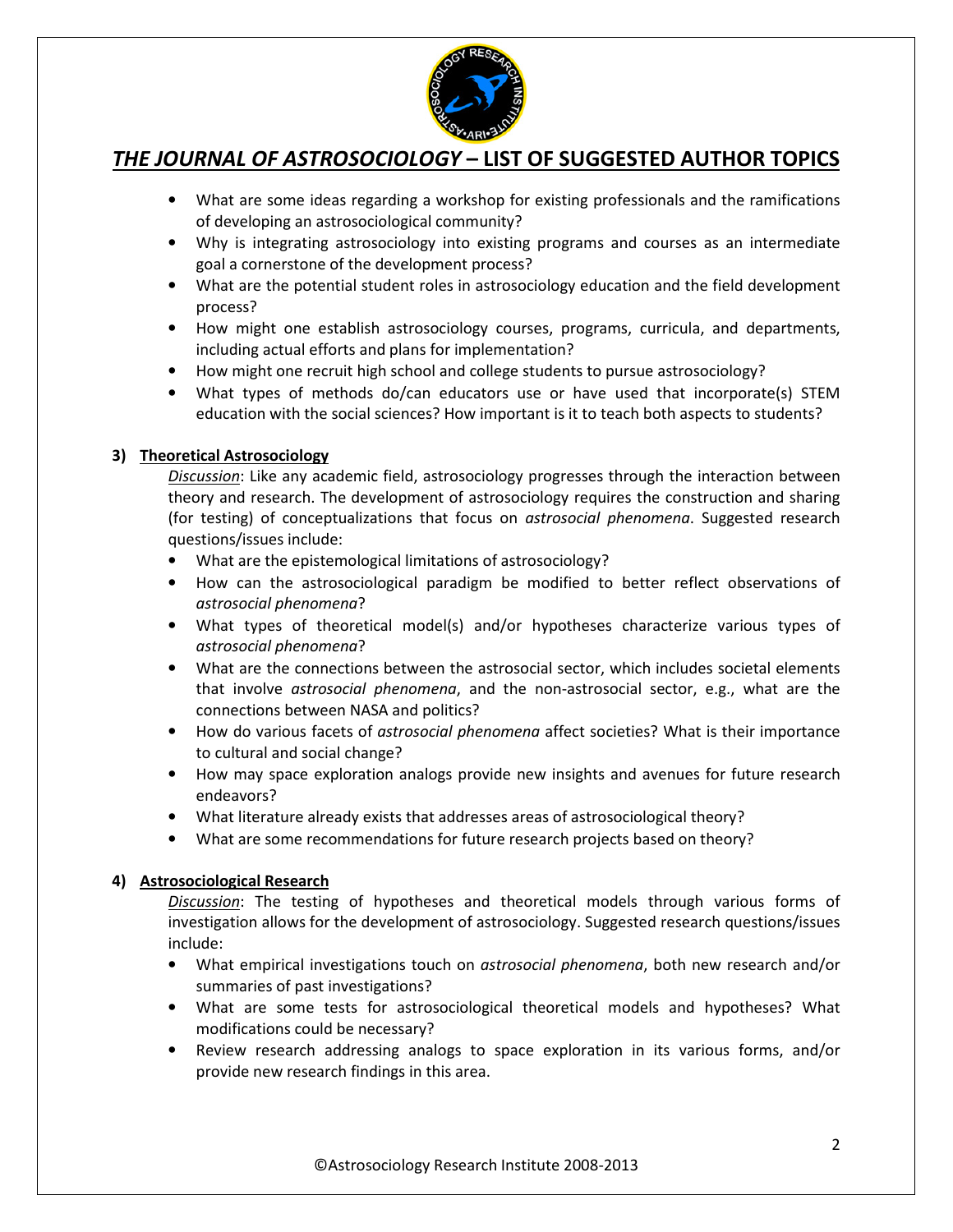# *THE JOURNAL OF ASTROSOCIOLOGY* – LIST OF SUGGESTED AUTHOR TOPICS

- What are some ideas regarding a workshop for existing professionals and the ramifications of developing an astrosociological community?
- Why is integrating astrosociology into existing programs and courses as an intermediate goal a cornerstone of the development process?
- What are the potential student roles in astrosociology education and the field development process?
- How might one establish astrosociology courses, programs, curricula, and departments, including actual efforts and plans for implementation?
- How might one recruit high school and college students to pursue astrosociology?
- What types of methods do/can educators use or have used that incorporate(s) STEM education with the social sciences? How important is it to teach both aspects to students?

## 3) Theoretical Astrosociology

*Discussion*: Like any academic field, astrosociology progresses through the interaction between theory and research. The development of astrosociology requires the construction and sharing (for testing) of conceptualizations that focus on *astrosocial phenomena*. Suggested research questions/issues include:

- What are the epistemological limitations of astrosociology?
- How can the astrosociological paradigm be modified to better reflect observations of *astrosocial phenomena*?
- What types of theoretical model(s) and/or hypotheses characterize various types of *astrosocial phenomena*?
- What are the connections between the astrosocial sector, which includes societal elements that involve *astrosocial phenomena*, and the non-astrosocial sector, e.g., what are the connections between NASA and politics?
- How do various facets of *astrosocial phenomena* affect societies? What is their importance to cultural and social change?
- How may space exploration analogs provide new insights and avenues for future research endeavors?
- What literature already exists that addresses areas of astrosociological theory?
- What are some recommendations for future research projects based on theory?

## 4) Astrosociological Research

*Discussion*: The testing of hypotheses and theoretical models through various forms of investigation allows for the development of astrosociology. Suggested research questions/issues include:

- What empirical investigations touch on *astrosocial phenomena*, both new research and/or summaries of past investigations?
- What are some tests for astrosociological theoretical models and hypotheses? What modifications could be necessary?
- Review research addressing analogs to space exploration in its various forms, and/or provide new research findings in this area.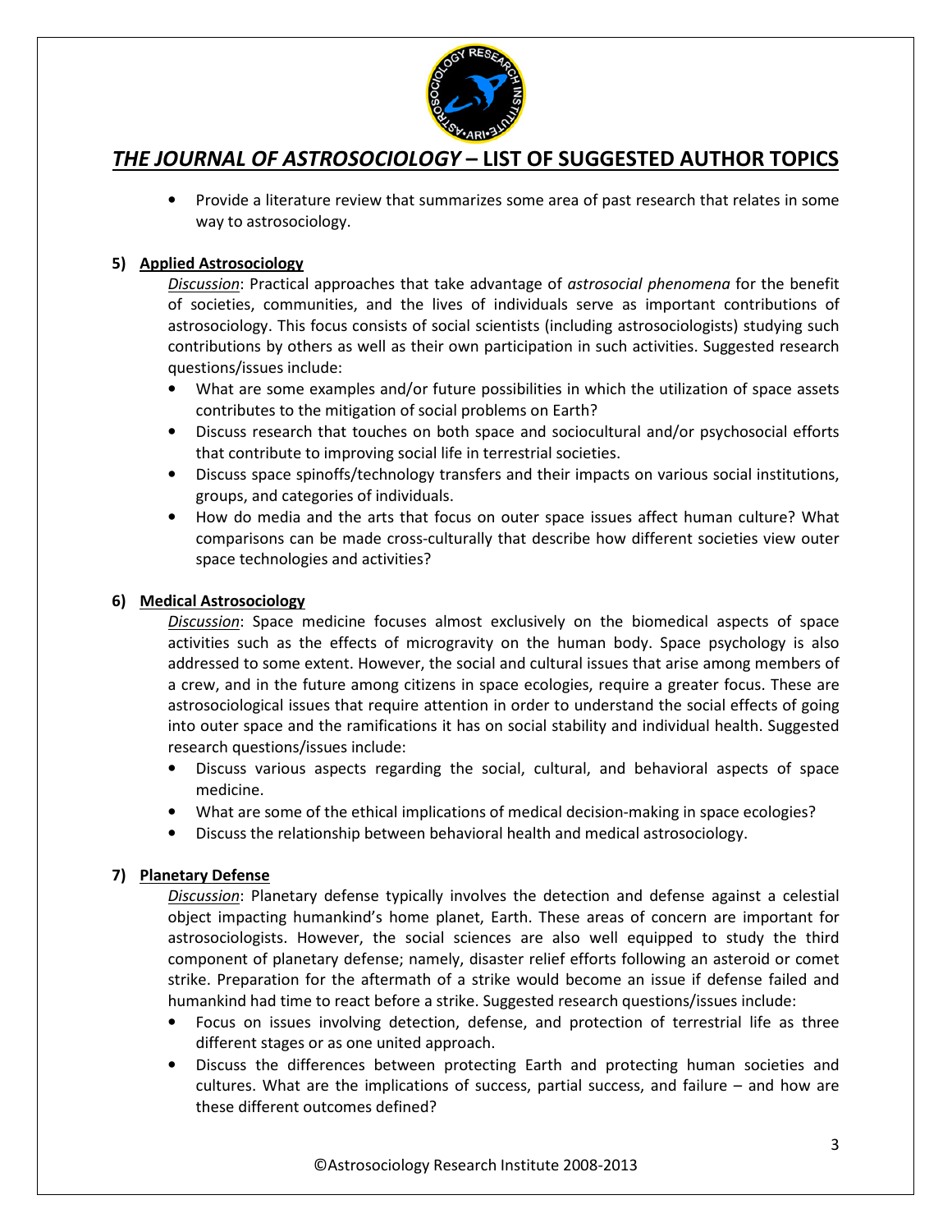- Provide a literature review that summarizes some area of past research that relates in some way to astrosociology.

**5) Applied Astrosociology**

*Discussion*: Practical approaches that take advantage of *astrosocial phenomena* for the benefit of societies, communities, and the lives of individuals serve as important contributions of astrosociology. This focus consists of social scientists (including astrosociologists) studying such contributions by others as well as their own participation in such activities. Suggested research questions/issues include:

- What are some examples and/or future possibilities in which the utilization of space assets contributes to the mitigation of social problems on Earth?
- Discuss research that touches on both space and sociocultural and/or psychosocial efforts that contribute to improving social life in terrestrial societies.
- Discuss space spinoffs/technology transfers and their impacts on various social institutions, groups, and categories of individuals.
- How do media and the arts that focus on outer space issues affect human culture? What comparisons can be made cross-culturally that describe how different societies view outer space technologies and activities?

**6) Medical Astrosociology**

*Discussion*: Space medicine focuses almost exclusively on the biomedical aspects of space activities such as the effects of microgravity on the human body. Space psychology is also addressed to some extent. However, the social and cultural issues that arise among members of a crew, and in the future among citizens in space ecologies, require a greater focus. These are astrosociological issues that require attention in order to understand the social effects of going into outer space and the ramifications it has on social stability and individual health. Suggested research questions/issues include:

- Discuss various aspects regarding the social, cultural, and behavioral aspects of space medicine.
- What are some of the ethical implications of medical decision-making in space ecologies?
- Discuss the relationship between behavioral health and medical astrosociology.

**7) Planetary Defense**

*Discussion*: Planetary defense typically involves the detection and defense against a celestial object impacting humankind's home planet, Earth. These areas of concern are important for astrosociologists. However, the social sciences are also well equipped to study the third component of planetary defense; namely, disaster relief efforts following an asteroid or comet strike. Preparation for the aftermath of a strike would become an issue if defense failed and humankind had time to react before a strike. Suggested research questions/issues include:

- Focus on issues involving detection, defense, and protection of terrestrial life as three different stages or as one united approach.
- Discuss the differences between protecting Earth and protecting human societies and cultures. What are the implications of success, partial success, and failure – and how are these different outcomes defined?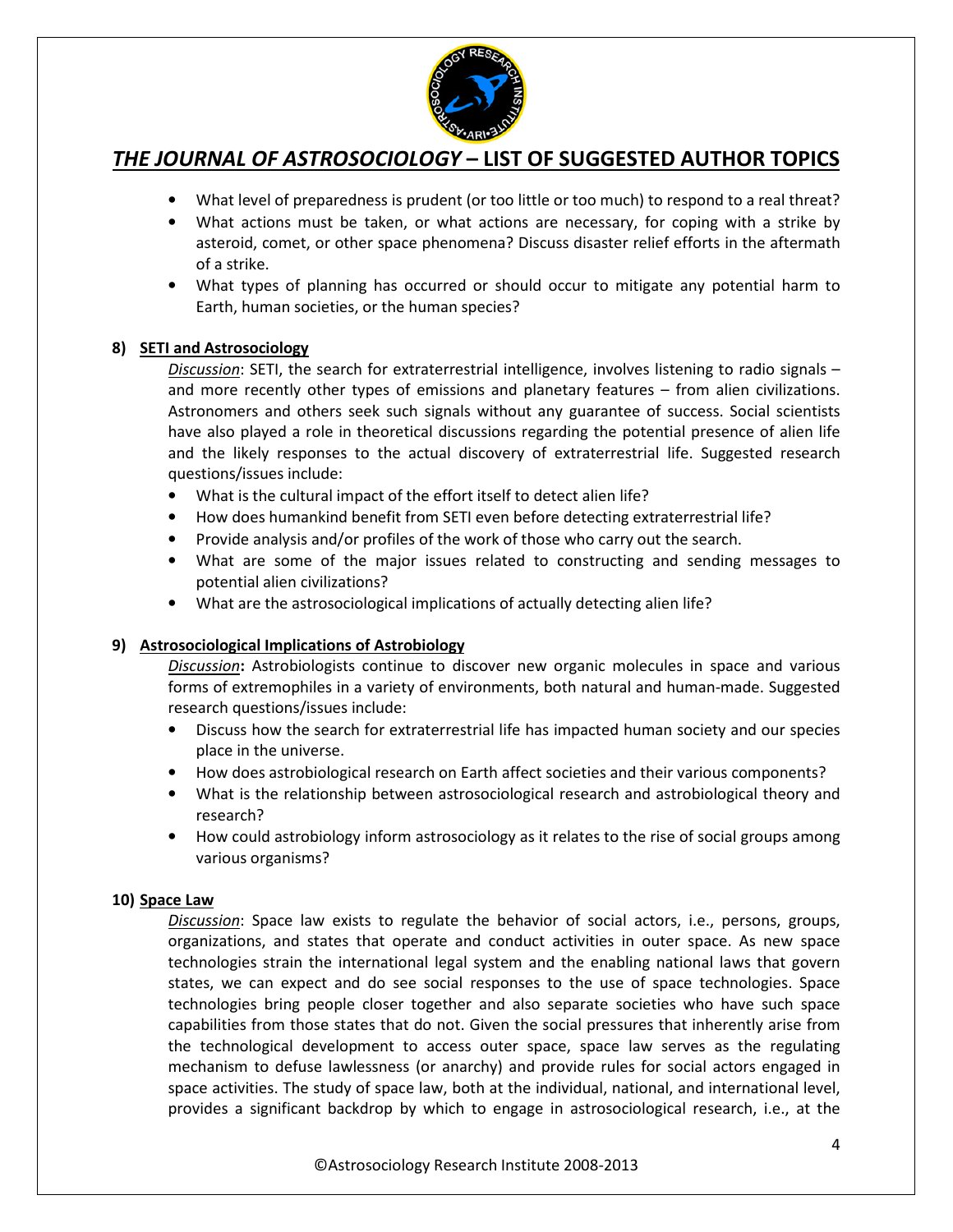- What level of preparedness is prudent (or too little or too much) to respond to a real threat?
- What actions must be taken, or what actions are necessary, for coping with a strike by asteroid, comet, or other space phenomena? Discuss disaster relief efforts in the aftermath of a strike.
- What types of planning has occurred or should occur to mitigate any potential harm to Earth, human societies, or the human species?

### 8) SETI and Astrosociology

*Discussion*: SETI, the search for extraterrestrial intelligence, involves listening to radio signals – and more recently other types of emissions and planetary features – from alien civilizations. Astronomers and others seek such signals without any guarantee of success. Social scientists have also played a role in theoretical discussions regarding the potential presence of alien life and the likely responses to the actual discovery of extraterrestrial life. Suggested research questions/issues include:

- What is the cultural impact of the effort itself to detect alien life?
- How does humankind benefit from SETI even before detecting extraterrestrial life?
- Provide analysis and/or profiles of the work of those who carry out the search.
- What are some of the major issues related to constructing and sending messages to potential alien civilizations?
- What are the astrosociological implications of actually detecting alien life?

### 9) Astrosociological Implications of Astrobiology

*Discussion*: Astrobiologists continue to discover new organic molecules in space and various forms of extremophiles in a variety of environments, both natural and human-made. Suggested research questions/issues include:

- Discuss how the search for extraterrestrial life has impacted human society and our species place in the universe.
- How does astrobiological research on Earth affect societies and their various components?
- What is the relationship between astrosociological research and astrobiological theory and research?
- How could astrobiology inform astrosociology as it relates to the rise of social groups among various organisms?

### 10) Space Law

*Discussion*: Space law exists to regulate the behavior of social actors, i.e., persons, groups, organizations, and states that operate and conduct activities in outer space. As new space technologies strain the international legal system and the enabling national laws that govern states, we can expect and do see social responses to the use of space technologies. Space technologies bring people closer together and also separate societies who have such space capabilities from those states that do not. Given the social pressures that inherently arise from the technological development to access outer space, space law serves as the regulating mechanism to defuse lawlessness (or anarchy) and provide rules for social actors engaged in space activities. The study of space law, both at the individual, national, and international level, provides a significant backdrop by which to engage in astrosociological research, i.e., at the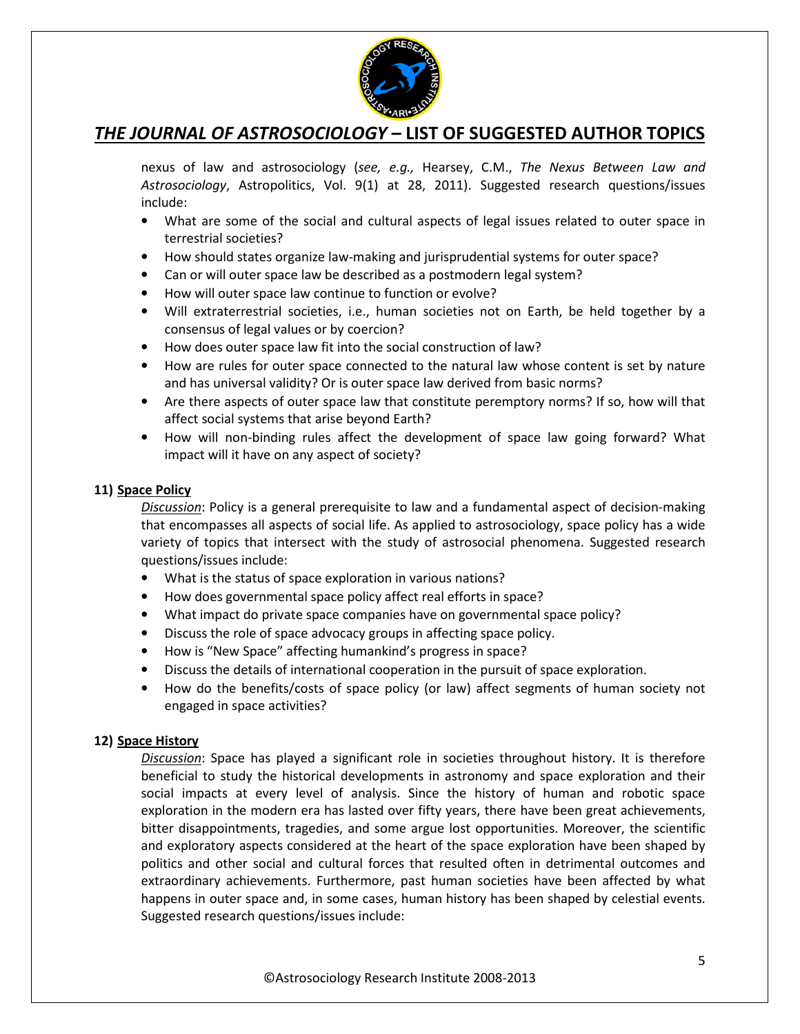nexus of law and astrosociology (*see, e.g.,* Hearsey, C.M., *The Nexus Between Law and Astrosociology*, Astropolitics, Vol. 9(1) at 28, 2011). Suggested research questions/issues include:

- What are some of the social and cultural aspects of legal issues related to outer space in terrestrial societies?
- How should states organize law-making and jurisprudential systems for outer space?
- Can or will outer space law be described as a postmodern legal system?
- How will outer space law continue to function or evolve?
- Will extraterrestrial societies, i.e., human societies not on Earth, be held together by a consensus of legal values or by coercion?
- How does outer space law fit into the social construction of law?
- How are rules for outer space connected to the natural law whose content is set by nature and has universal validity? Or is outer space law derived from basic norms?
- Are there aspects of outer space law that constitute peremptory norms? If so, how will that affect social systems that arise beyond Earth?
- How will non-binding rules affect the development of space law going forward? What impact will it have on any aspect of society?

**11) <u>Space Policy</u>**

*<u>Discussion</u>*: Policy is a general prerequisite to law and a fundamental aspect of decision-making that encompasses all aspects of social life. As applied to astrosociology, space policy has a wide variety of topics that intersect with the study of astrosocial phenomena. Suggested research questions/issues include:

- What is the status of space exploration in various nations?
- How does governmental space policy affect real efforts in space?
- What impact do private space companies have on governmental space policy?
- Discuss the role of space advocacy groups in affecting space policy.
- How is "New Space" affecting humankind's progress in space?
- Discuss the details of international cooperation in the pursuit of space exploration.
- How do the benefits/costs of space policy (or law) affect segments of human society not engaged in space activities?

**12) <u>Space History</u>**

*<u>Discussion</u>*: Space has played a significant role in societies throughout history. It is therefore beneficial to study the historical developments in astronomy and space exploration and their social impacts at every level of analysis. Since the history of human and robotic space exploration in the modern era has lasted over fifty years, there have been great achievements, bitter disappointments, tragedies, and some argue lost opportunities. Moreover, the scientific and exploratory aspects considered at the heart of the space exploration have been shaped by politics and other social and cultural forces that resulted often in detrimental outcomes and extraordinary achievements. Furthermore, past human societies have been affected by what happens in outer space and, in some cases, human history has been shaped by celestial events. Suggested research questions/issues include: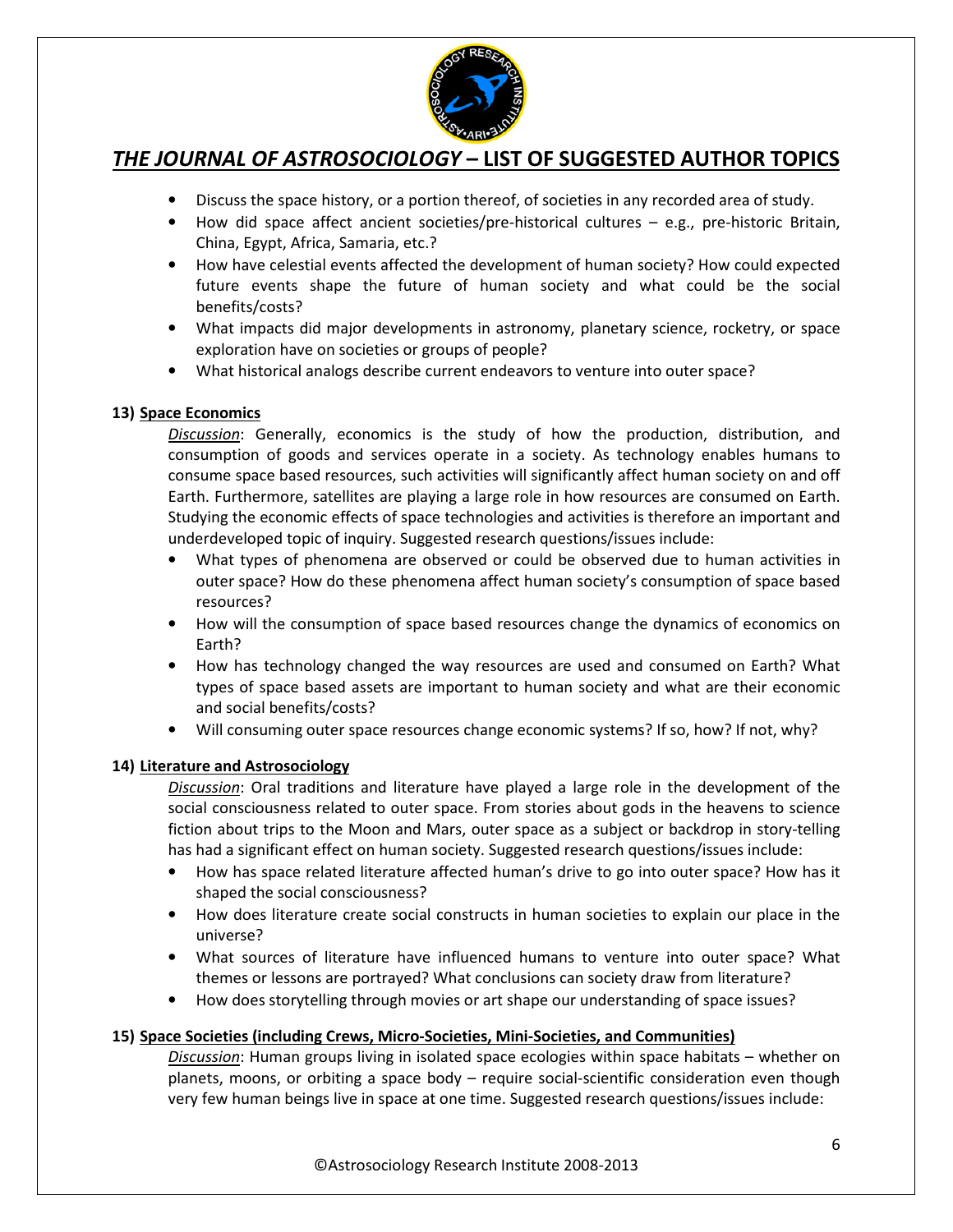## *THE JOURNAL OF ASTROSOCIOLOGY* – LIST OF SUGGESTED AUTHOR TOPICS

- Discuss the space history, or a portion thereof, of societies in any recorded area of study.
- How did space affect ancient societies/pre-historical cultures – e.g., pre-historic Britain, China, Egypt, Africa, Samaria, etc.?
- How have celestial events affected the development of human society? How could expected future events shape the future of human society and what could be the social benefits/costs?
- What impacts did major developments in astronomy, planetary science, rocketry, or space exploration have on societies or groups of people?
- What historical analogs describe current endeavors to venture into outer space?

### 13) Space Economics

*Discussion*: Generally, economics is the study of how the production, distribution, and consumption of goods and services operate in a society. As technology enables humans to consume space based resources, such activities will significantly affect human society on and off Earth. Furthermore, satellites are playing a large role in how resources are consumed on Earth. Studying the economic effects of space technologies and activities is therefore an important and underdeveloped topic of inquiry. Suggested research questions/issues include:

- What types of phenomena are observed or could be observed due to human activities in outer space? How do these phenomena affect human society's consumption of space based resources?
- How will the consumption of space based resources change the dynamics of economics on Earth?
- How has technology changed the way resources are used and consumed on Earth? What types of space based assets are important to human society and what are their economic and social benefits/costs?
- Will consuming outer space resources change economic systems? If so, how? If not, why?

### 14) Literature and Astrosociology

*Discussion*: Oral traditions and literature have played a large role in the development of the social consciousness related to outer space. From stories about gods in the heavens to science fiction about trips to the Moon and Mars, outer space as a subject or backdrop in story-telling has had a significant effect on human society. Suggested research questions/issues include:

- How has space related literature affected human's drive to go into outer space? How has it shaped the social consciousness?
- How does literature create social constructs in human societies to explain our place in the universe?
- What sources of literature have influenced humans to venture into outer space? What themes or lessons are portrayed? What conclusions can society draw from literature?
- How does storytelling through movies or art shape our understanding of space issues?

### 15) Space Societies (including Crews, Micro-Societies, Mini-Societies, and Communities)

*Discussion*: Human groups living in isolated space ecologies within space habitats – whether on planets, moons, or orbiting a space body – require social-scientific consideration even though very few human beings live in space at one time. Suggested research questions/issues include: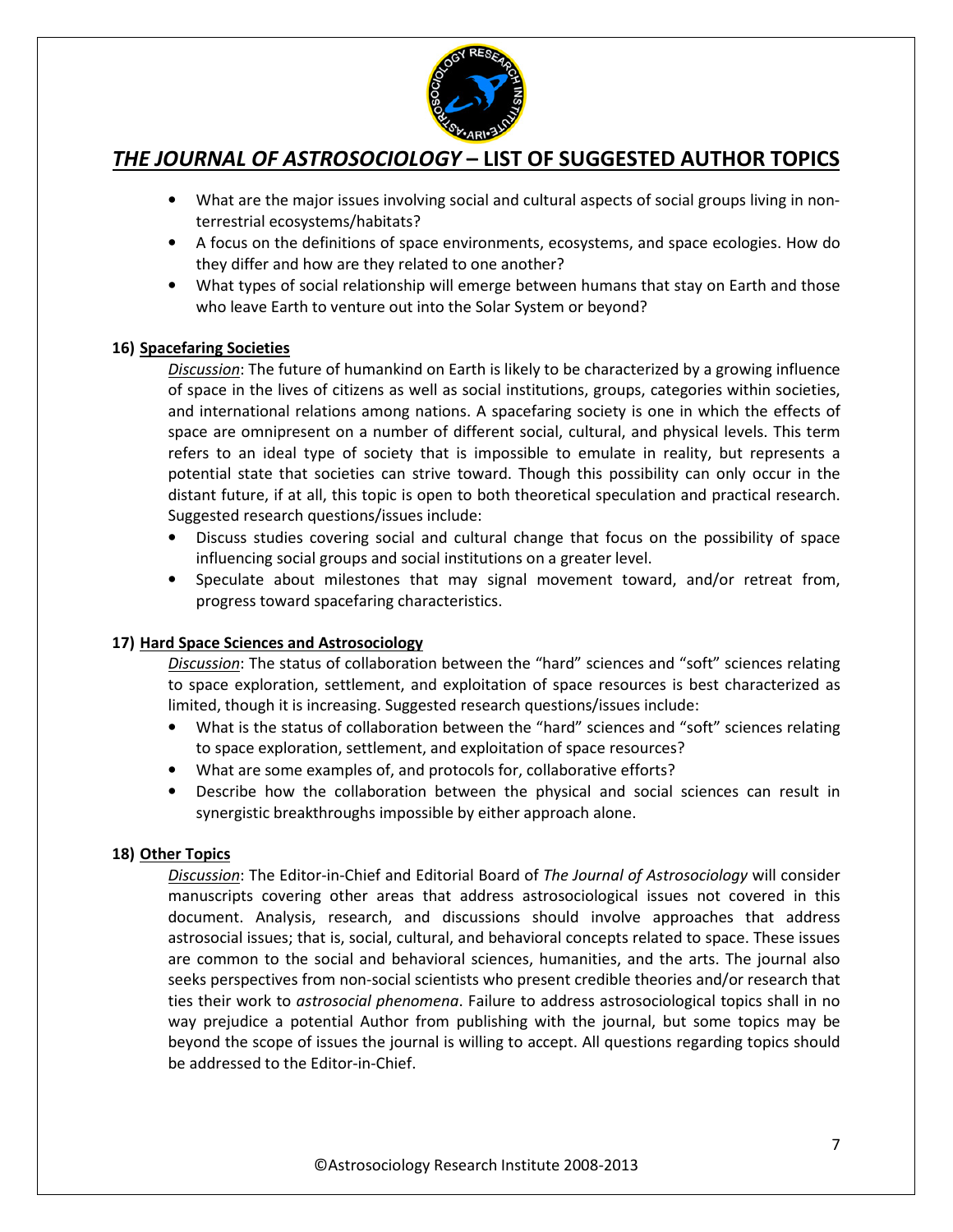## *THE JOURNAL OF ASTROSOCIOLOGY* – LIST OF SUGGESTED AUTHOR TOPICS

- What are the major issues involving social and cultural aspects of social groups living in non-terrestrial ecosystems/habitats?
- A focus on the definitions of space environments, ecosystems, and space ecologies. How do they differ and how are they related to one another?
- What types of social relationship will emerge between humans that stay on Earth and those who leave Earth to venture out into the Solar System or beyond?

**16) Spacefaring Societies**

*Discussion*: The future of humankind on Earth is likely to be characterized by a growing influence of space in the lives of citizens as well as social institutions, groups, categories within societies, and international relations among nations. A spacefaring society is one in which the effects of space are omnipresent on a number of different social, cultural, and physical levels. This term refers to an ideal type of society that is impossible to emulate in reality, but represents a potential state that societies can strive toward. Though this possibility can only occur in the distant future, if at all, this topic is open to both theoretical speculation and practical research. Suggested research questions/issues include:

- Discuss studies covering social and cultural change that focus on the possibility of space influencing social groups and social institutions on a greater level.
- Speculate about milestones that may signal movement toward, and/or retreat from, progress toward spacefaring characteristics.

**17) Hard Space Sciences and Astrosociology**

*Discussion*: The status of collaboration between the "hard" sciences and "soft" sciences relating to space exploration, settlement, and exploitation of space resources is best characterized as limited, though it is increasing. Suggested research questions/issues include:

- What is the status of collaboration between the "hard" sciences and "soft" sciences relating to space exploration, settlement, and exploitation of space resources?
- What are some examples of, and protocols for, collaborative efforts?
- Describe how the collaboration between the physical and social sciences can result in synergistic breakthroughs impossible by either approach alone.

**18) Other Topics**

*Discussion*: The Editor-in-Chief and Editorial Board of *The Journal of Astrosociology* will consider manuscripts covering other areas that address astrosociological issues not covered in this document. Analysis, research, and discussions should involve approaches that address astrosocial issues; that is, social, cultural, and behavioral concepts related to space. These issues are common to the social and behavioral sciences, humanities, and the arts. The journal also seeks perspectives from non-social scientists who present credible theories and/or research that ties their work to *astrosocial phenomena*. Failure to address astrosociological topics shall in no way prejudice a potential Author from publishing with the journal, but some topics may be beyond the scope of issues the journal is willing to accept. All questions regarding topics should be addressed to the Editor-in-Chief.

©Astrosociology Research Institute 2008-2013